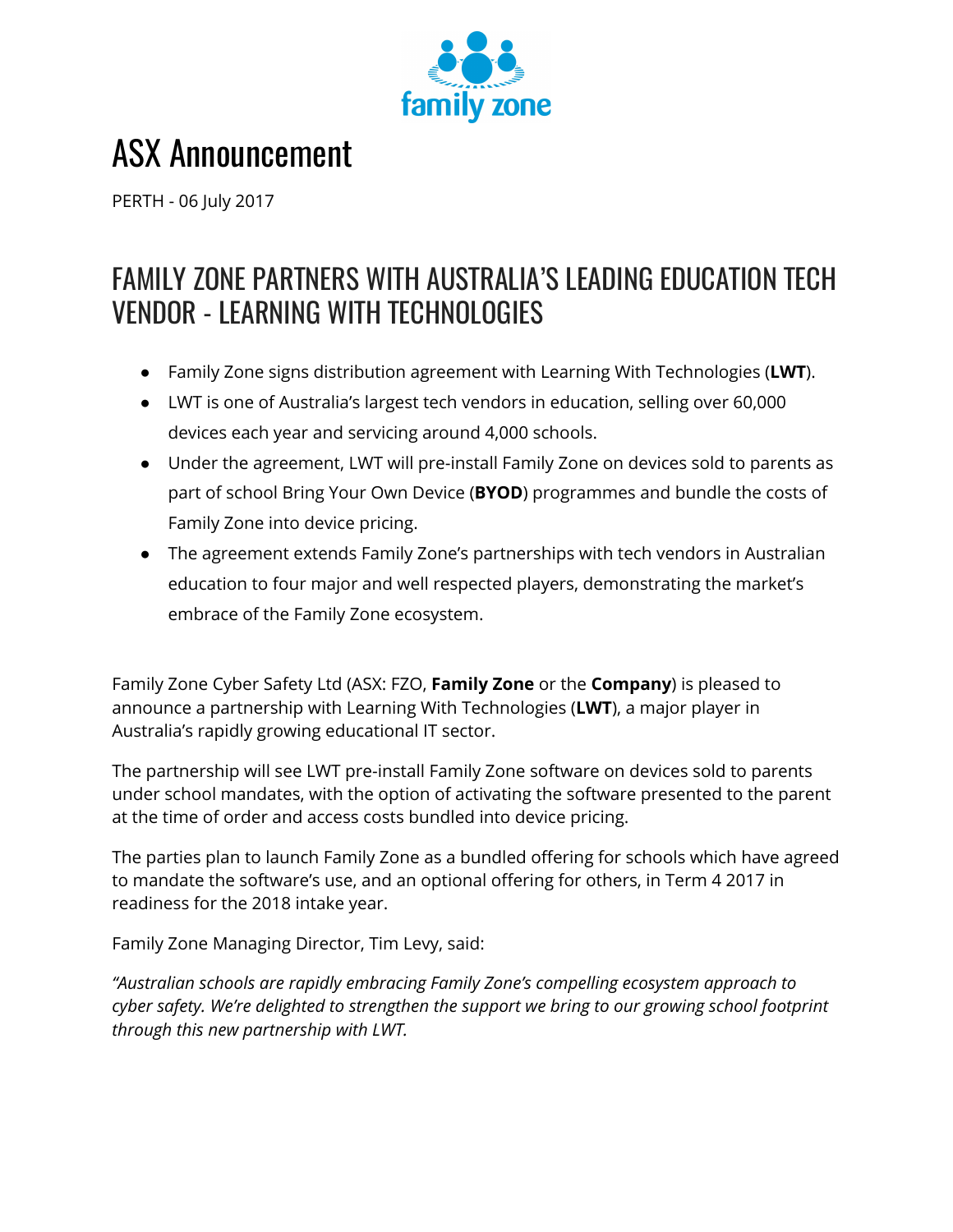family zone

# ASX Announcement

PERTH - 06 July 2017

## FAMILY ZONE PARTNERS WITH AUSTRALIA'S LEADING EDUCATION TECH VENDOR - LEARNING WITH TECHNOLOGIES

- Family Zone signs distribution agreement with Learning With Technologies (**LWT**).
- LWT is one of Australia's largest tech vendors in education, selling over 60,000 devices each year and servicing around 4,000 schools.
- Under the agreement, LWT will pre-install Family Zone on devices sold to parents as part of school Bring Your Own Device (**BYOD**) programmes and bundle the costs of Family Zone into device pricing.
- The agreement extends Family Zone's partnerships with tech vendors in Australian education to four major and well respected players, demonstrating the market's embrace of the Family Zone ecosystem.

Family Zone Cyber Safety Ltd (ASX: FZO, **Family Zone** or the **Company**) is pleased to announce a partnership with Learning With Technologies (**LWT**), a major player in Australia's rapidly growing educational IT sector.

The partnership will see LWT pre-install Family Zone software on devices sold to parents under school mandates, with the option of activating the software presented to the parent at the time of order and access costs bundled into device pricing.

The parties plan to launch Family Zone as a bundled offering for schools which have agreed to mandate the software's use, and an optional offering for others, in Term 4 2017 in readiness for the 2018 intake year.

Family Zone Managing Director, Tim Levy, said:

*"Australian schools are rapidly embracing Family Zone's compelling ecosystem approach to cyber safety. We're delighted to strengthen the support we bring to our growing school footprint through this new partnership with LWT.*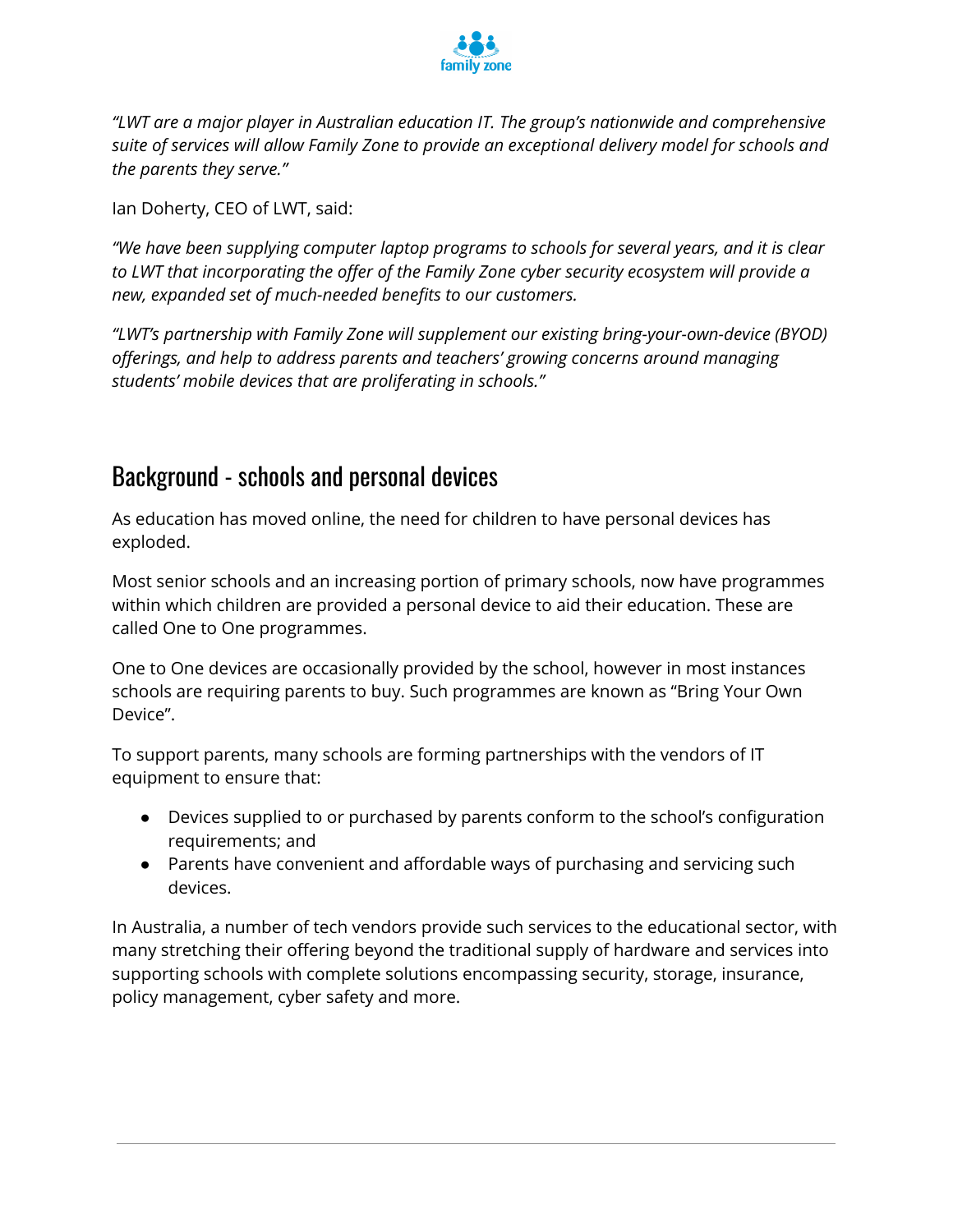*"LWT are a major player in Australian education IT. The group's nationwide and comprehensive suite of services will allow Family Zone to provide an exceptional delivery model for schools and the parents they serve."*

Ian Doherty, CEO of LWT, said:

*"We have been supplying computer laptop programs to schools for several years, and it is clear to LWT that incorporating the offer of the Family Zone cyber security ecosystem will provide a new, expanded set of much-needed benefits to our customers.*

*"LWT's partnership with Family Zone will supplement our existing bring-your-own-device (BYOD) offerings, and help to address parents and teachers' growing concerns around managing students' mobile devices that are proliferating in schools."*

## Background - schools and personal devices

As education has moved online, the need for children to have personal devices has exploded.

Most senior schools and an increasing portion of primary schools, now have programmes within which children are provided a personal device to aid their education. These are called One to One programmes.

One to One devices are occasionally provided by the school, however in most instances schools are requiring parents to buy. Such programmes are known as "Bring Your Own Device".

To support parents, many schools are forming partnerships with the vendors of IT equipment to ensure that:

- Devices supplied to or purchased by parents conform to the school's configuration requirements; and
- Parents have convenient and affordable ways of purchasing and servicing such devices.

In Australia, a number of tech vendors provide such services to the educational sector, with many stretching their offering beyond the traditional supply of hardware and services into supporting schools with complete solutions encompassing security, storage, insurance, policy management, cyber safety and more.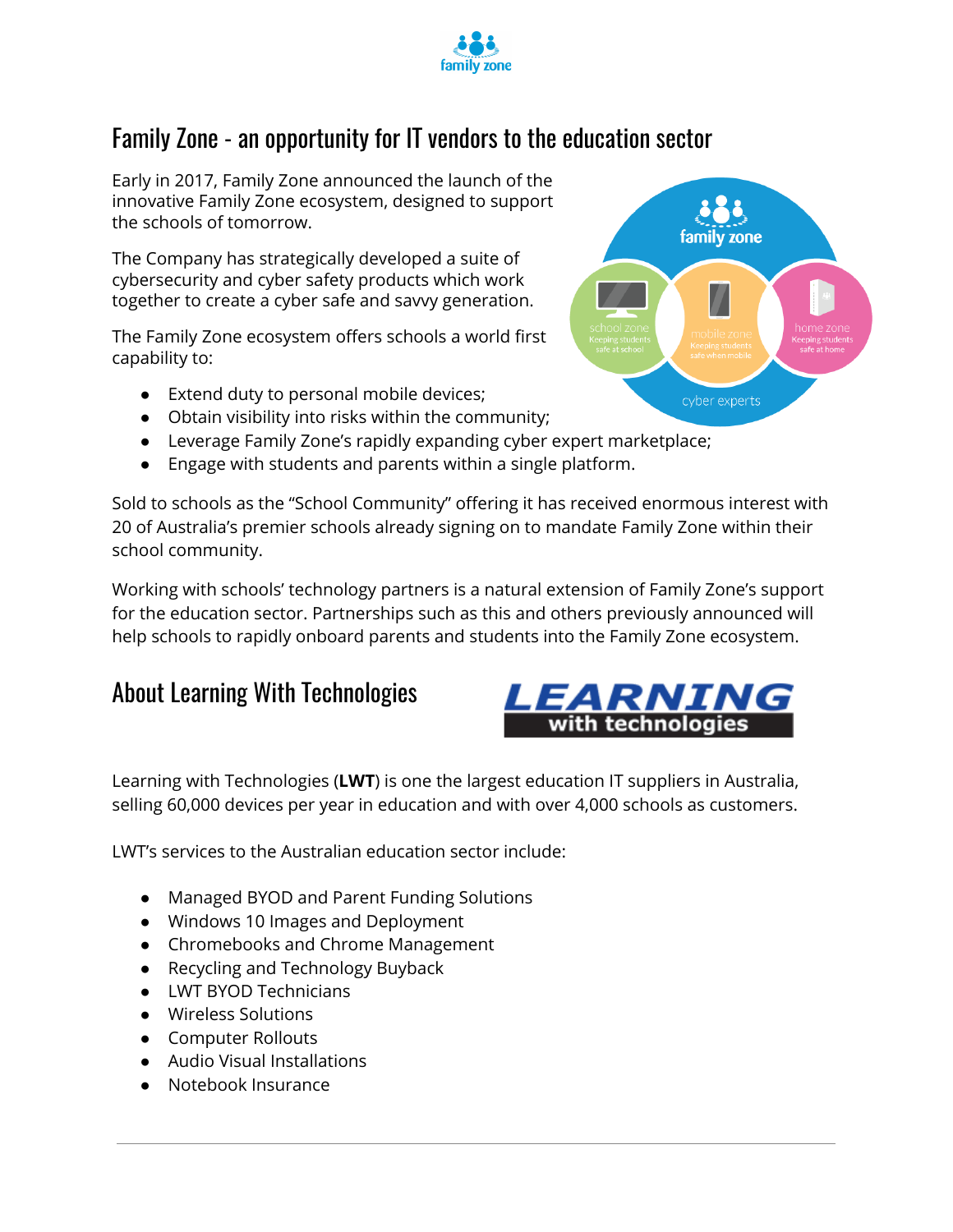## Family Zone - an opportunity for IT vendors to the education sector

Early in 2017, Family Zone announced the launch of the innovative Family Zone ecosystem, designed to support the schools of tomorrow.

The Company has strategically developed a suite of cybersecurity and cyber safety products which work together to create a cyber safe and savvy generation.

The Family Zone ecosystem offers schools a world first capability to:

- Extend duty to personal mobile devices;
- Obtain visibility into risks within the community;
- Leverage Family Zone's rapidly expanding cyber expert marketplace;
- Engage with students and parents within a single platform.

Sold to schools as the "School Community" offering it has received enormous interest with 20 of Australia's premier schools already signing on to mandate Family Zone within their school community.

Working with schools' technology partners is a natural extension of Family Zone's support for the education sector. Partnerships such as this and others previously announced will help schools to rapidly onboard parents and students into the Family Zone ecosystem.

## About Learning With Technologies

Learning with Technologies (**LWT**) is one the largest education IT suppliers in Australia, selling 60,000 devices per year in education and with over 4,000 schools as customers.

LWT's services to the Australian education sector include:

- Managed BYOD and Parent Funding Solutions
- Windows 10 Images and Deployment
- Chromebooks and Chrome Management
- Recycling and Technology Buyback
- LWT BYOD Technicians
- Wireless Solutions
- Computer Rollouts
- Audio Visual Installations
- Notebook Insurance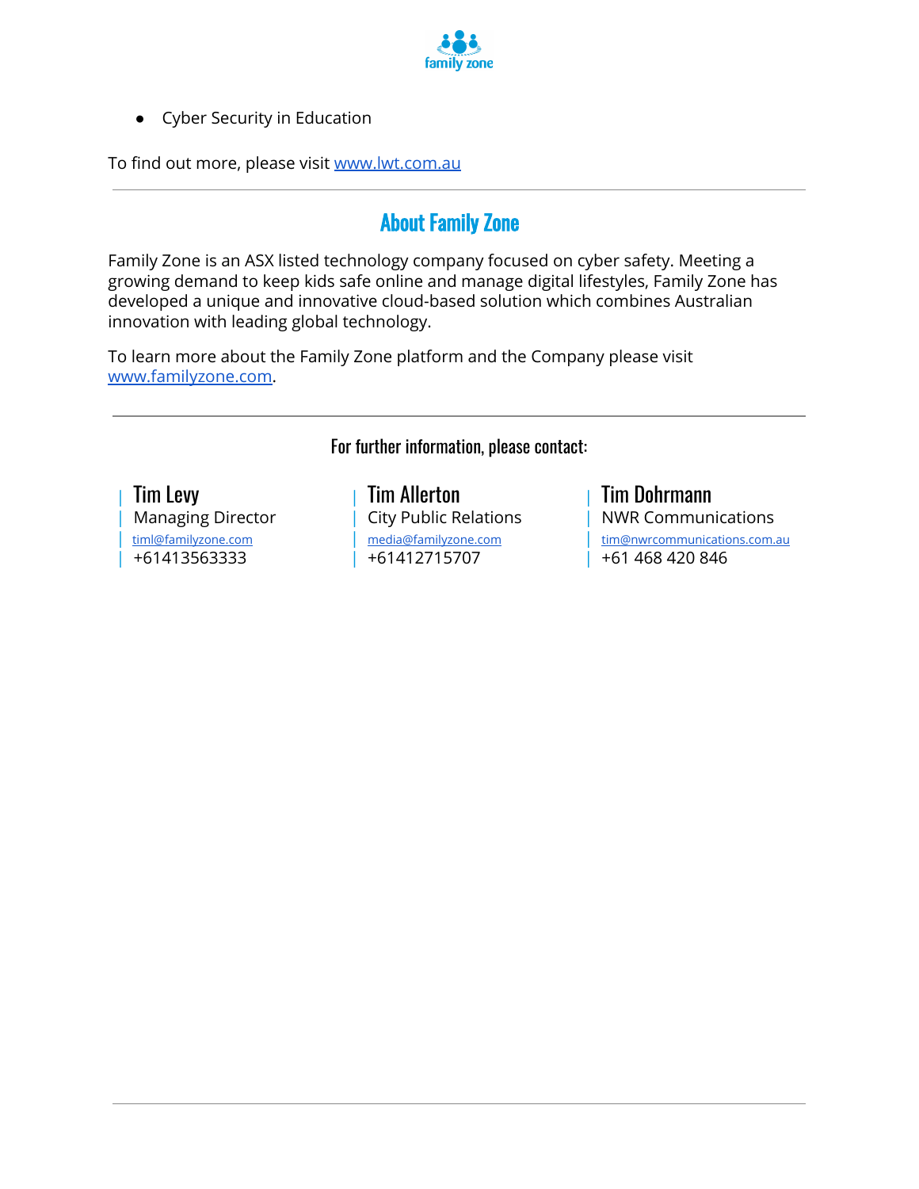- Cyber Security in Education

To find out more, please visit www.lwt.com.au

---

## About Family Zone

Family Zone is an ASX listed technology company focused on cyber safety. Meeting a growing demand to keep kids safe online and manage digital lifestyles, Family Zone has developed a unique and innovative cloud-based solution which combines Australian innovation with leading global technology.

To learn more about the Family Zone platform and the Company please visit www.familyzone.com.

---

For further information, please contact:

**Tim Levy**
Managing Director
timl@familyzone.com
+61413563333

**Tim Allerton**
City Public Relations
media@familyzone.com
+61412715707

**Tim Dohrmann**
NWR Communications
tim@nwrcommunications.com.au
+61 468 420 846